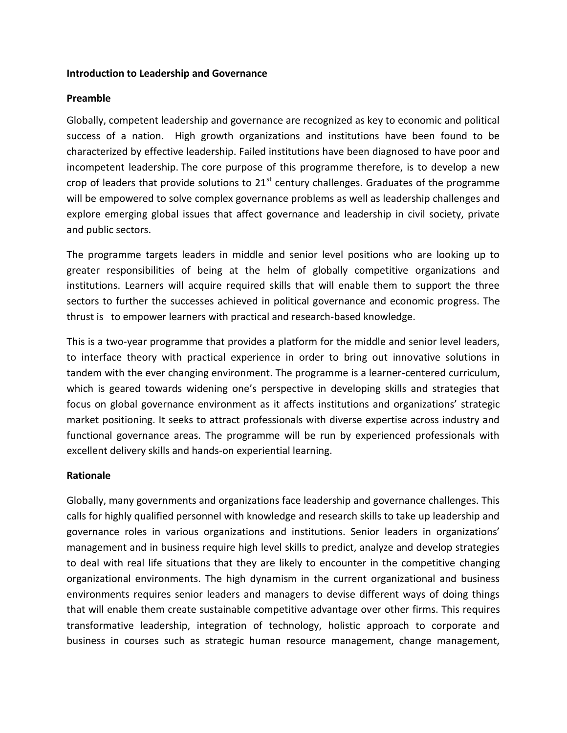**Introduction to Leadership and Governance**

**Preamble**

Globally, competent leadership and governance are recognized as key to economic and political success of a nation. High growth organizations and institutions have been found to be characterized by effective leadership. Failed institutions have been diagnosed to have poor and incompetent leadership. The core purpose of this programme therefore, is to develop a new crop of leaders that provide solutions to 21st century challenges. Graduates of the programme will be empowered to solve complex governance problems as well as leadership challenges and explore emerging global issues that affect governance and leadership in civil society, private and public sectors.

The programme targets leaders in middle and senior level positions who are looking up to greater responsibilities of being at the helm of globally competitive organizations and institutions. Learners will acquire required skills that will enable them to support the three sectors to further the successes achieved in political governance and economic progress. The thrust is to empower learners with practical and research-based knowledge.

This is a two-year programme that provides a platform for the middle and senior level leaders, to interface theory with practical experience in order to bring out innovative solutions in tandem with the ever changing environment. The programme is a learner-centered curriculum, which is geared towards widening one's perspective in developing skills and strategies that focus on global governance environment as it affects institutions and organizations' strategic market positioning. It seeks to attract professionals with diverse expertise across industry and functional governance areas. The programme will be run by experienced professionals with excellent delivery skills and hands-on experiential learning.

**Rationale**

Globally, many governments and organizations face leadership and governance challenges. This calls for highly qualified personnel with knowledge and research skills to take up leadership and governance roles in various organizations and institutions. Senior leaders in organizations' management and in business require high level skills to predict, analyze and develop strategies to deal with real life situations that they are likely to encounter in the competitive changing organizational environments. The high dynamism in the current organizational and business environments requires senior leaders and managers to devise different ways of doing things that will enable them create sustainable competitive advantage over other firms. This requires transformative leadership, integration of technology, holistic approach to corporate and business in courses such as strategic human resource management, change management,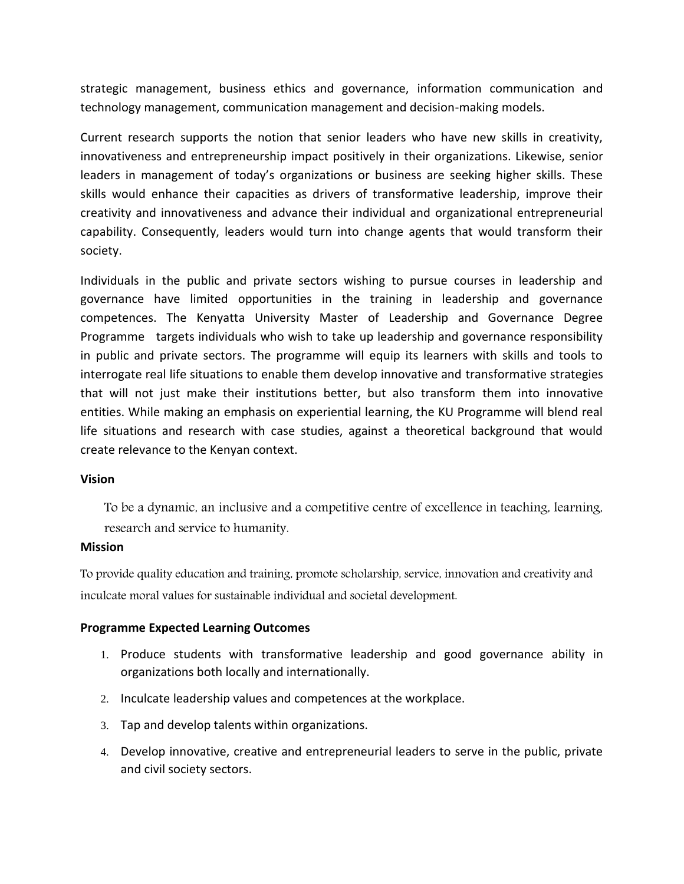strategic management, business ethics and governance, information communication and technology management, communication management and decision-making models.

Current research supports the notion that senior leaders who have new skills in creativity, innovativeness and entrepreneurship impact positively in their organizations. Likewise, senior leaders in management of today's organizations or business are seeking higher skills. These skills would enhance their capacities as drivers of transformative leadership, improve their creativity and innovativeness and advance their individual and organizational entrepreneurial capability. Consequently, leaders would turn into change agents that would transform their society.

Individuals in the public and private sectors wishing to pursue courses in leadership and governance have limited opportunities in the training in leadership and governance competences. The Kenyatta University Master of Leadership and Governance Degree Programme targets individuals who wish to take up leadership and governance responsibility in public and private sectors. The programme will equip its learners with skills and tools to interrogate real life situations to enable them develop innovative and transformative strategies that will not just make their institutions better, but also transform them into innovative entities. While making an emphasis on experiential learning, the KU Programme will blend real life situations and research with case studies, against a theoretical background that would create relevance to the Kenyan context.

**Vision**

To be a dynamic, an inclusive and a competitive centre of excellence in teaching, learning, research and service to humanity.

**Mission**

To provide quality education and training, promote scholarship, service, innovation and creativity and inculcate moral values for sustainable individual and societal development.

**Programme Expected Learning Outcomes**

1. Produce students with transformative leadership and good governance ability in organizations both locally and internationally.
2. Inculcate leadership values and competences at the workplace.
3. Tap and develop talents within organizations.
4. Develop innovative, creative and entrepreneurial leaders to serve in the public, private and civil society sectors.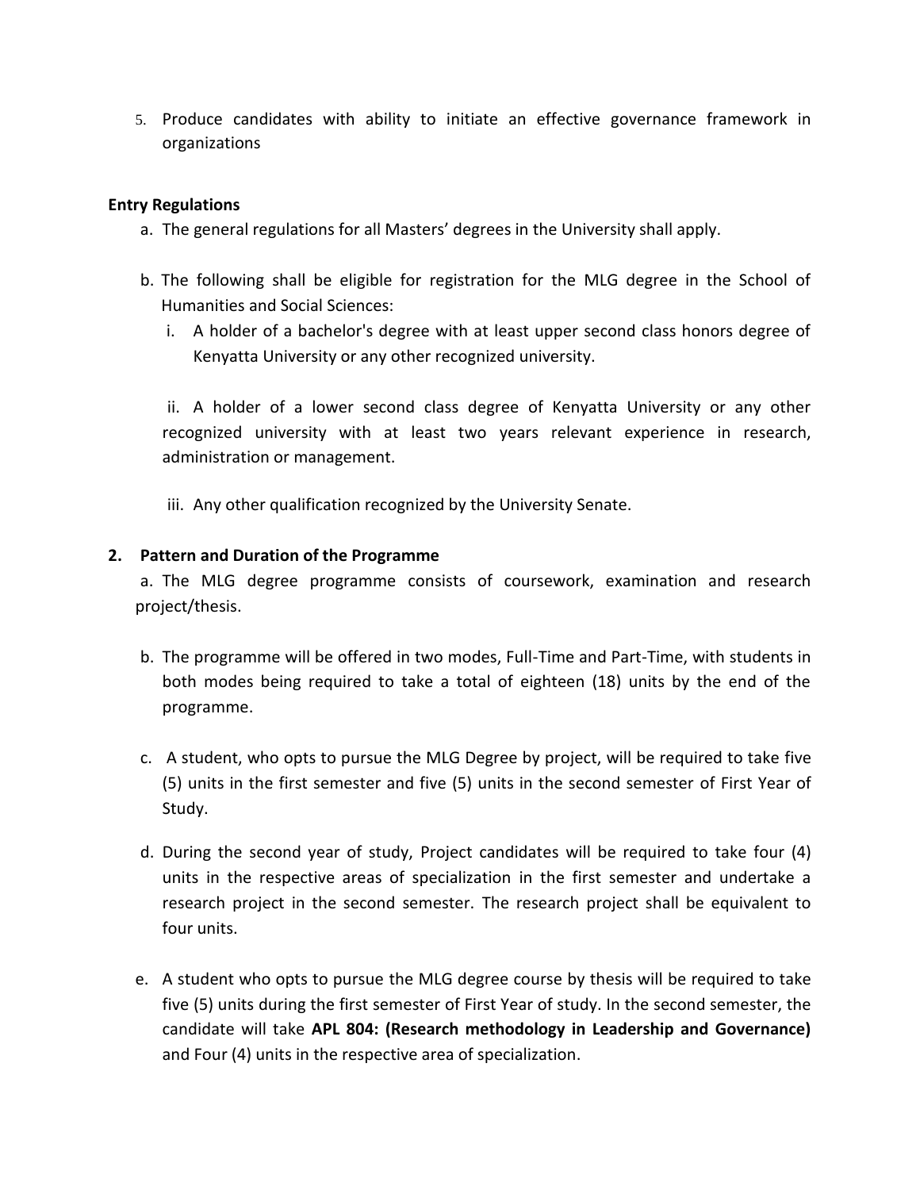5. Produce candidates with ability to initiate an effective governance framework in organizations

**Entry Regulations**

a. The general regulations for all Masters' degrees in the University shall apply.

b. The following shall be eligible for registration for the MLG degree in the School of Humanities and Social Sciences:

   i. A holder of a bachelor's degree with at least upper second class honors degree of Kenyatta University or any other recognized university.

   ii. A holder of a lower second class degree of Kenyatta University or any other recognized university with at least two years relevant experience in research, administration or management.

   iii. Any other qualification recognized by the University Senate.

**2. Pattern and Duration of the Programme**

a. The MLG degree programme consists of coursework, examination and research project/thesis.

b. The programme will be offered in two modes, Full-Time and Part-Time, with students in both modes being required to take a total of eighteen (18) units by the end of the programme.

c. A student, who opts to pursue the MLG Degree by project, will be required to take five (5) units in the first semester and five (5) units in the second semester of First Year of Study.

d. During the second year of study, Project candidates will be required to take four (4) units in the respective areas of specialization in the first semester and undertake a research project in the second semester. The research project shall be equivalent to four units.

e. A student who opts to pursue the MLG degree course by thesis will be required to take five (5) units during the first semester of First Year of study. In the second semester, the candidate will take **APL 804: (Research methodology in Leadership and Governance)** and Four (4) units in the respective area of specialization.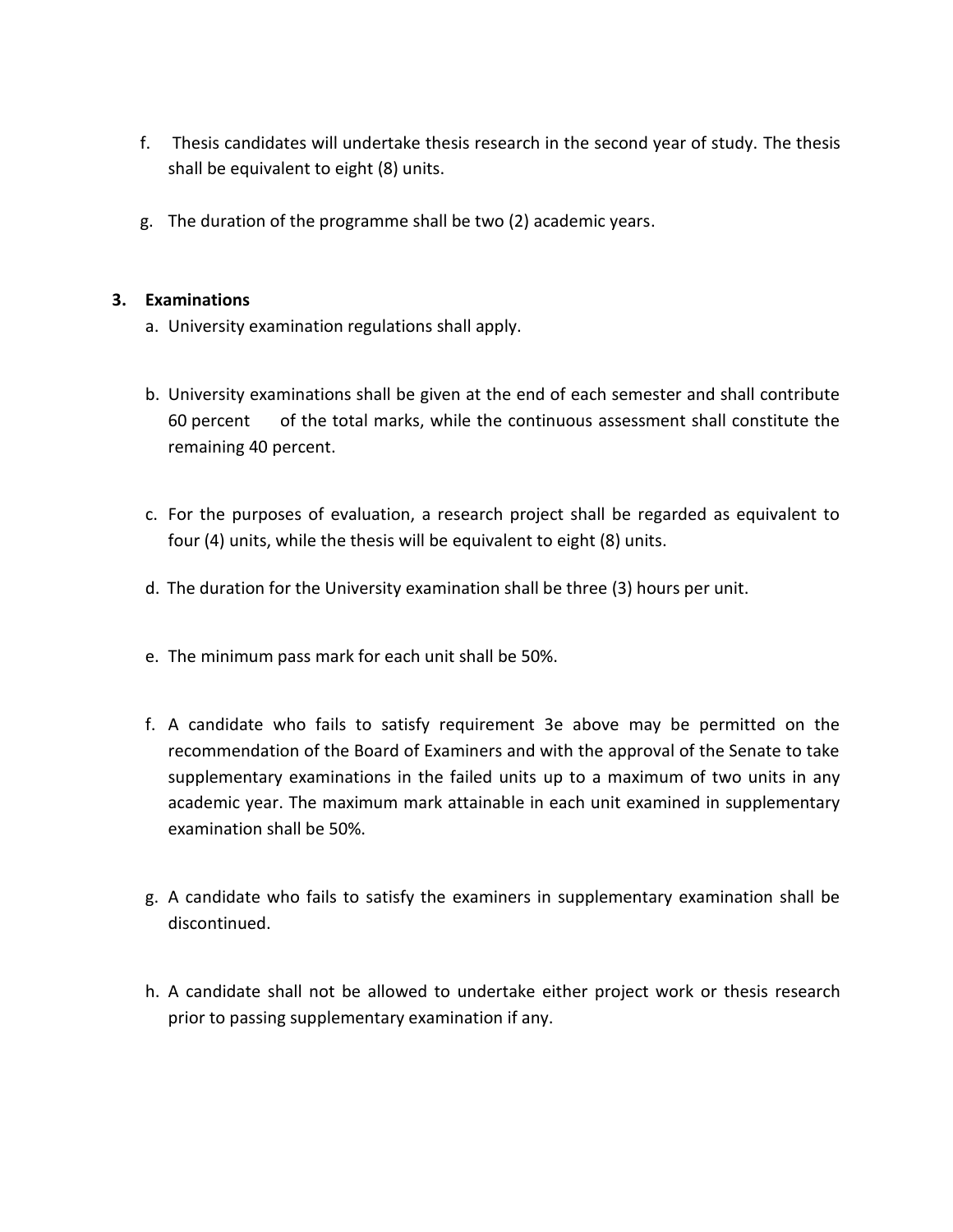f. Thesis candidates will undertake thesis research in the second year of study. The thesis shall be equivalent to eight (8) units.

g. The duration of the programme shall be two (2) academic years.

### 3. Examinations

a. University examination regulations shall apply.

b. University examinations shall be given at the end of each semester and shall contribute 60 percent of the total marks, while the continuous assessment shall constitute the remaining 40 percent.

c. For the purposes of evaluation, a research project shall be regarded as equivalent to four (4) units, while the thesis will be equivalent to eight (8) units.

d. The duration for the University examination shall be three (3) hours per unit.

e. The minimum pass mark for each unit shall be 50%.

f. A candidate who fails to satisfy requirement 3e above may be permitted on the recommendation of the Board of Examiners and with the approval of the Senate to take supplementary examinations in the failed units up to a maximum of two units in any academic year. The maximum mark attainable in each unit examined in supplementary examination shall be 50%.

g. A candidate who fails to satisfy the examiners in supplementary examination shall be discontinued.

h. A candidate shall not be allowed to undertake either project work or thesis research prior to passing supplementary examination if any.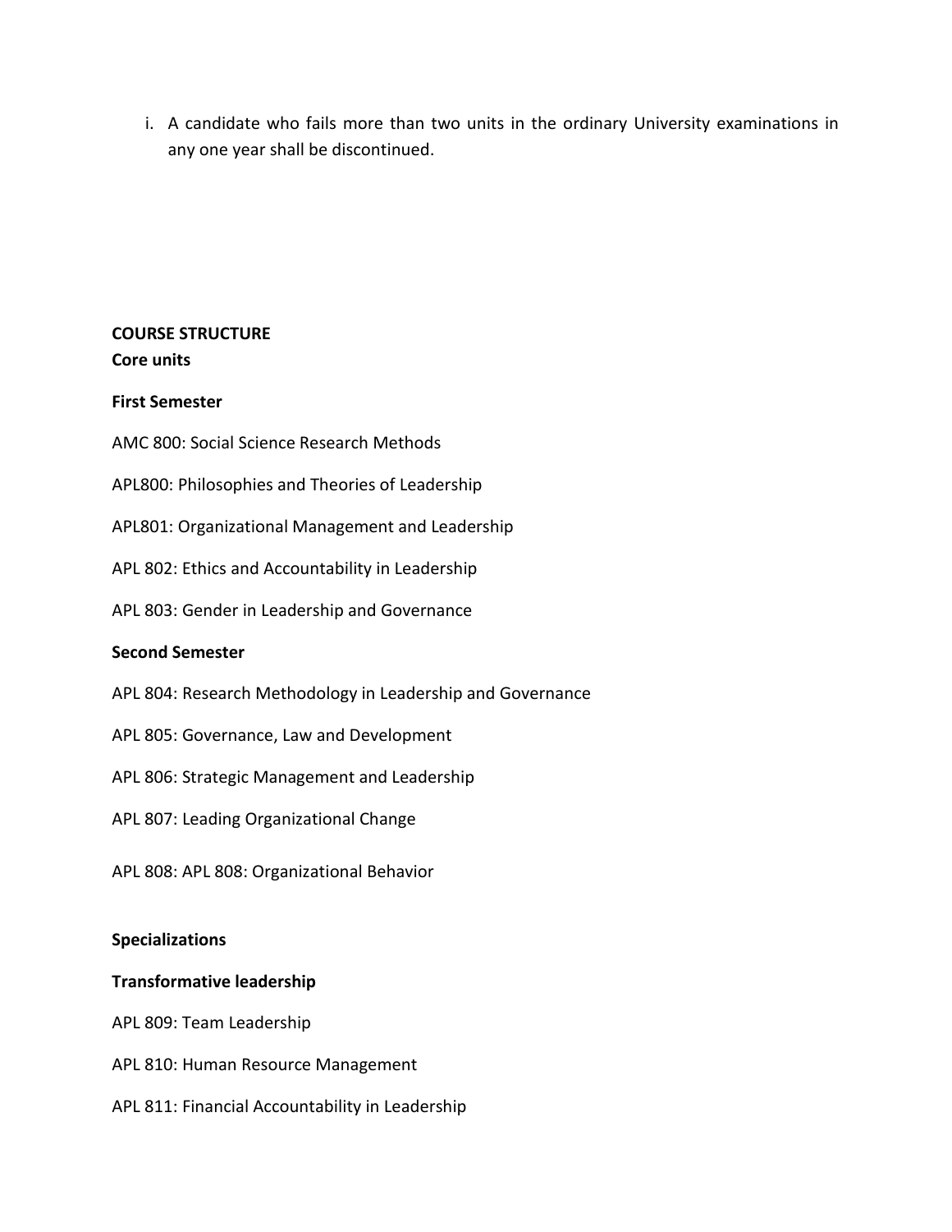i. A candidate who fails more than two units in the ordinary University examinations in any one year shall be discontinued.

**COURSE STRUCTURE**

**Core units**

**First Semester**

AMC 800: Social Science Research Methods

APL800: Philosophies and Theories of Leadership

APL801: Organizational Management and Leadership

APL 802: Ethics and Accountability in Leadership

APL 803: Gender in Leadership and Governance

**Second Semester**

APL 804: Research Methodology in Leadership and Governance

APL 805: Governance, Law and Development

APL 806: Strategic Management and Leadership

APL 807: Leading Organizational Change

APL 808: APL 808: Organizational Behavior

**Specializations**

**Transformative leadership**

APL 809: Team Leadership

APL 810: Human Resource Management

APL 811: Financial Accountability in Leadership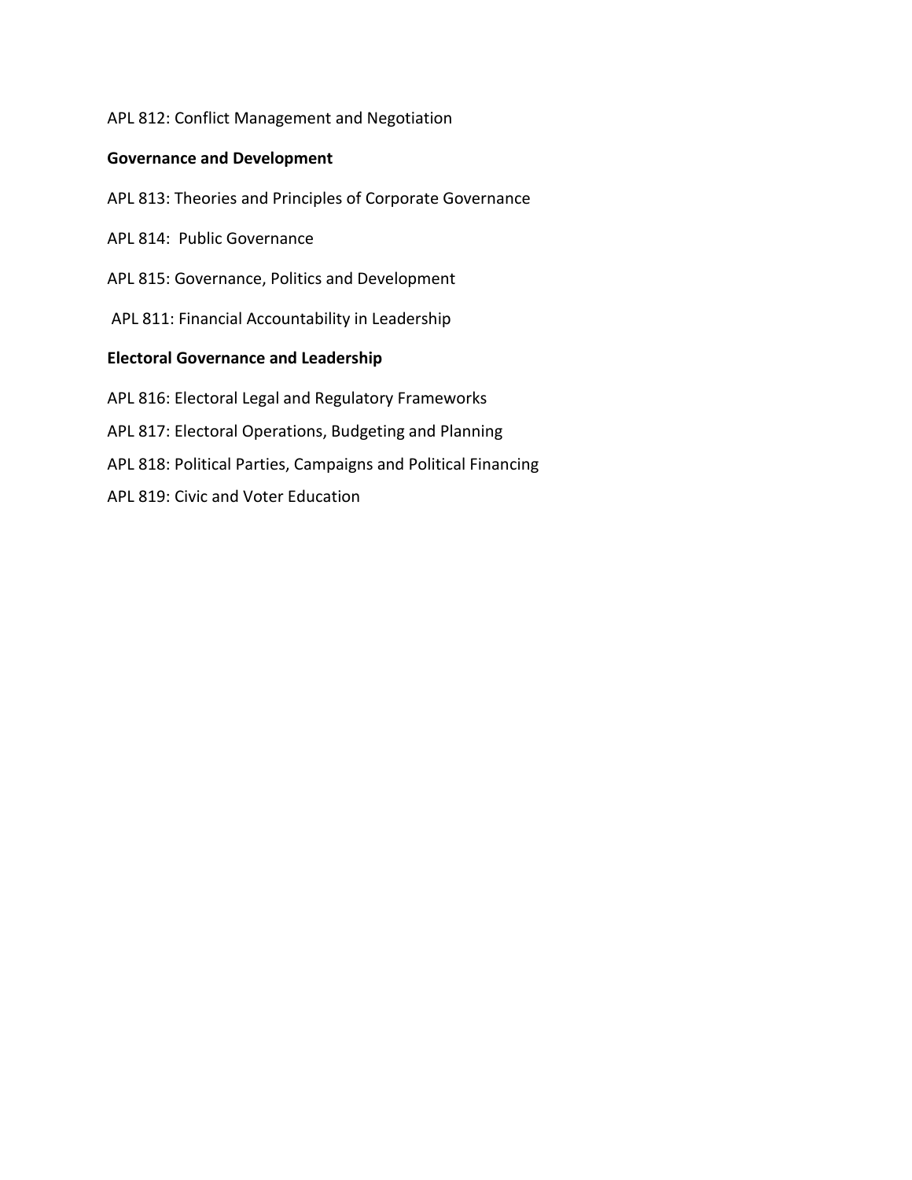APL 812: Conflict Management and Negotiation

**Governance and Development**

APL 813: Theories and Principles of Corporate Governance

APL 814: Public Governance

APL 815: Governance, Politics and Development

APL 811: Financial Accountability in Leadership

**Electoral Governance and Leadership**

APL 816: Electoral Legal and Regulatory Frameworks

APL 817: Electoral Operations, Budgeting and Planning

APL 818: Political Parties, Campaigns and Political Financing

APL 819: Civic and Voter Education